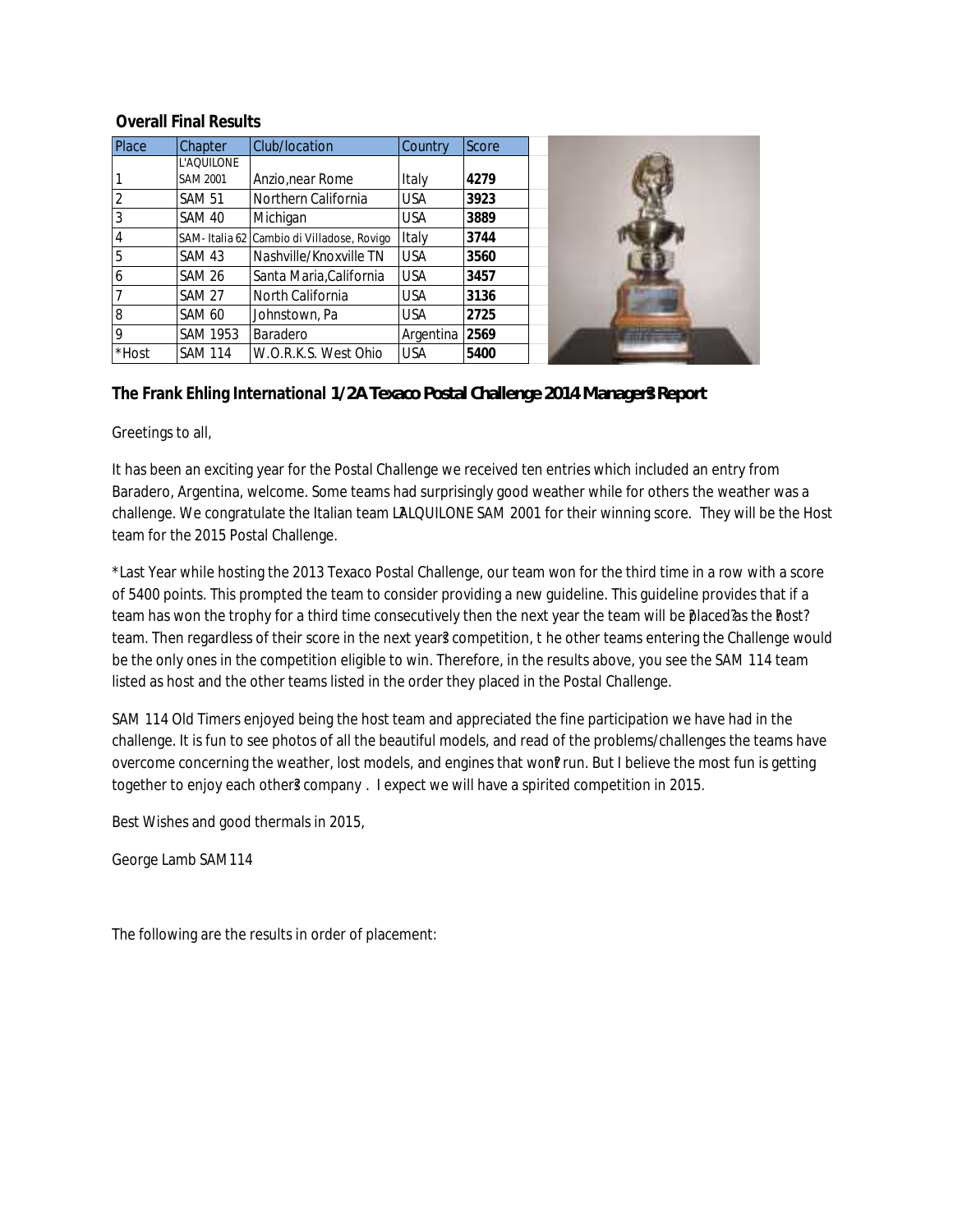**Overall Final Results**

| Place | Chapter | Club/location | Country | Score |
|---|---|---|---|---|
| 1 | L'AQUILONE SAM 2001 | Anzio,near Rome | Italy | **4279** |
| 2 | SAM 51 | Northern California | USA | **3923** |
| 3 | SAM 40 | Michigan | USA | **3889** |
| 4 | SAM- Italia 62 | Cambio di Villadose, Rovigo | Italy | **3744** |
| 5 | SAM 43 | Nashville/Knoxville TN | USA | **3560** |
| 6 | SAM 26 | Santa Maria,California | USA | **3457** |
| 7 | SAM 27 | North California | USA | **3136** |
| 8 | SAM 60 | Johnstown, Pa | USA | **2725** |
| 9 | SAM 1953 | Baradero | Argentina | **2569** |
| *Host | SAM 114 | W.O.R.K.S. West Ohio | USA | **5400** |

**The Frank Ehling International 1/2A Texaco Postal Challenge 2014 Manager's Report**

Greetings to all,

It has been an exciting year for the Postal Challenge we received ten entries which included an entry from Baradero, Argentina, welcome. Some teams had surprisingly good weather while for others the weather was a challenge. We congratulate the Italian team L'ALQUILONE SAM 2001 for their winning score. They will be the Host team for the 2015 Postal Challenge.

*Last Year while hosting the 2013 Texaco Postal Challenge, our team won for the third time in a row with a score of 5400 points. This prompted the team to consider providing a new guideline. This guideline provides that if a team has won the trophy for a third time consecutively then the next year the team will be "placed" as the "host" team. Then regardless of their score in the next year's competition, the other teams entering the Challenge would be the only ones in the competition eligible to win. Therefore, in the results above, you see the SAM 114 team listed as host and the other teams listed in the order they placed in the Postal Challenge.

SAM 114 Old Timers enjoyed being the host team and appreciated the fine participation we have had in the challenge. It is fun to see photos of all the beautiful models, and read of the problems/challenges the teams have overcome concerning the weather, lost models, and engines that won't run. But I believe the most fun is getting together to enjoy each other's company . I expect we will have a spirited competition in 2015.

Best Wishes and good thermals in 2015,

George Lamb SAM114

The following are the results in order of placement: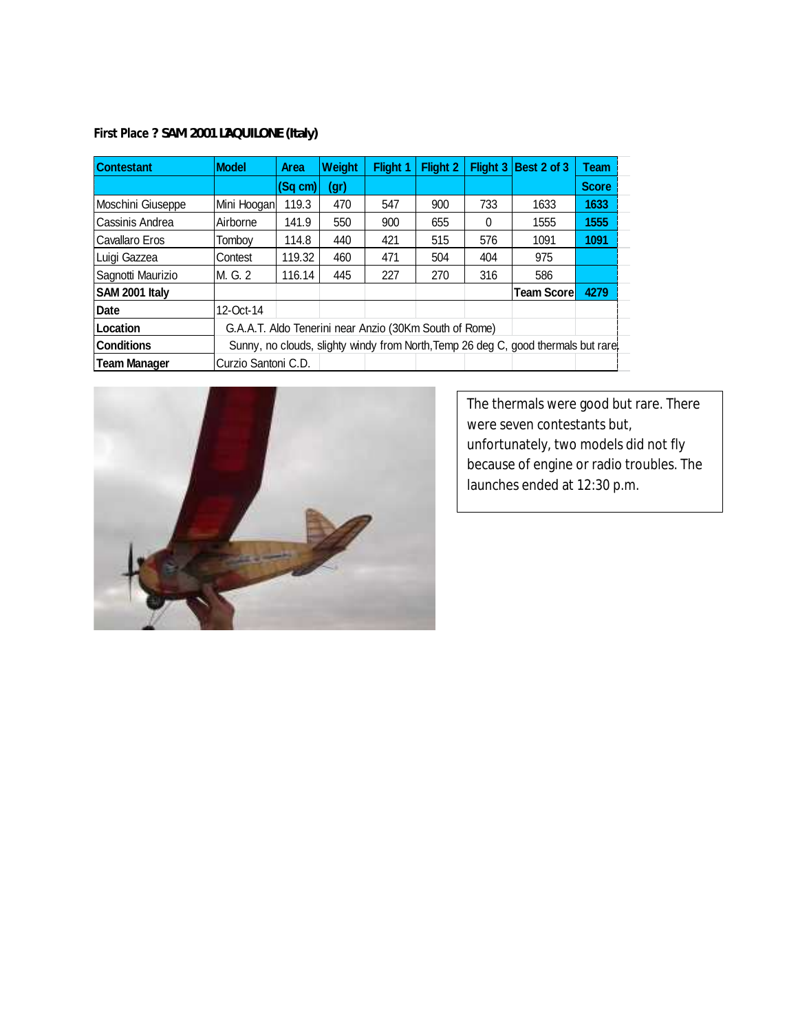**First Place ? SAM 2001 L'AQUILONE (Italy)**

| Contestant | Model | Area (Sq cm) | Weight (gr) | Flight 1 | Flight 2 | Flight 3 | Best 2 of 3 | Team Score |
|---|---|---|---|---|---|---|---|---|
| Moschini Giuseppe | Mini Hoogan | 119.3 | 470 | 547 | 900 | 733 | 1633 | **1633** |
| Cassinis Andrea | Airborne | 141.9 | 550 | 900 | 655 | 0 | 1555 | **1555** |
| Cavallaro Eros | Tomboy | 114.8 | 440 | 421 | 515 | 576 | 1091 | **1091** |
| Luigi Gazzea | Contest | 119.32 | 460 | 471 | 504 | 404 | 975 | |
| Sagnotti Maurizio | M. G. 2 | 116.14 | 445 | 227 | 270 | 316 | 586 | |
| **SAM 2001 Italy** | | | | | | | **Team Score** | **4279** |
| **Date** | 12-Oct-14 | | | | | | | |
| **Location** | G.A.A.T. Aldo Tenerini near Anzio (30Km South of Rome) | | | | | | | |
| **Conditions** | Sunny, no clouds, slighty windy from North,Temp 26 deg C, good thermals but rare | | | | | | | |
| **Team Manager** | Curzio Santoni C.D. | | | | | | | |

The thermals were good but rare. There were seven contestants but, unfortunately, two models did not fly because of engine or radio troubles. The launches ended at 12:30 p.m.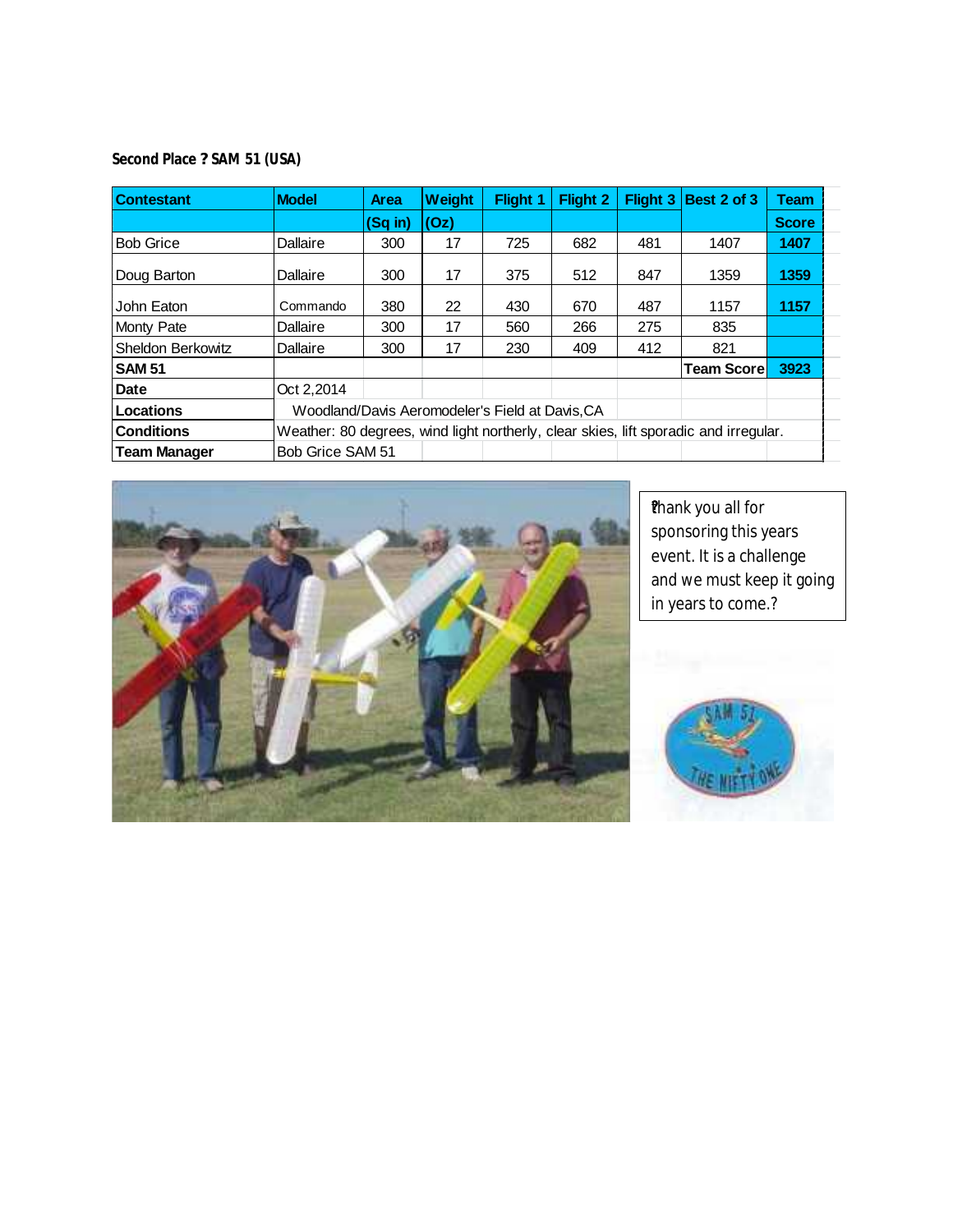**Second Place ? SAM 51 (USA)**

| Contestant | Model | Area (Sq in) | Weight (Oz) | Flight 1 | Flight 2 | Flight 3 | Best 2 of 3 | Team Score |
|---|---|---|---|---|---|---|---|---|
| Bob Grice | Dallaire | 300 | 17 | 725 | 682 | 481 | 1407 | **1407** |
| Doug Barton | Dallaire | 300 | 17 | 375 | 512 | 847 | 1359 | **1359** |
| John Eaton | Commando | 380 | 22 | 430 | 670 | 487 | 1157 | **1157** |
| Monty Pate | Dallaire | 300 | 17 | 560 | 266 | 275 | 835 | |
| Sheldon Berkowitz | Dallaire | 300 | 17 | 230 | 409 | 412 | 821 | |
| **SAM 51** | | | | | | | **Team Score** | **3923** |
| **Date** | Oct 2,2014 | | | | | | | |
| **Locations** | Woodland/Davis Aeromodeler's Field at Davis,CA | | | | | | | |
| **Conditions** | Weather: 80 degrees, wind light northerly, clear skies, lift sporadic and irregular. | | | | | | | |
| **Team Manager** | Bob Grice SAM 51 | | | | | | | |

?hank you all for sponsoring this years event. It is a challenge and we must keep it going in years to come.?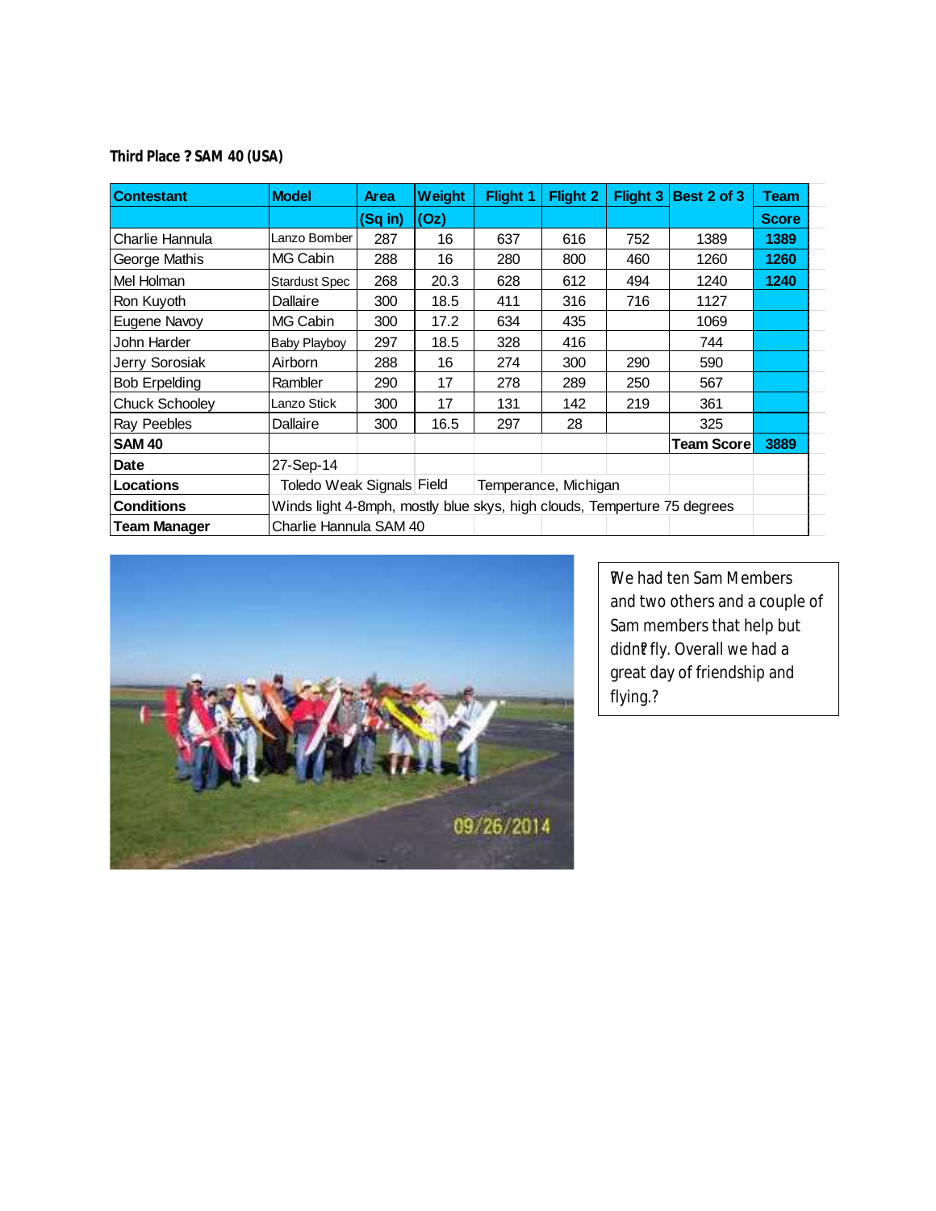**Third Place ? SAM 40 (USA)**

| Contestant | Model | Area (Sq in) | Weight (Oz) | Flight 1 | Flight 2 | Flight 3 | Best 2 of 3 | Team Score |
|---|---|---|---|---|---|---|---|---|
| Charlie Hannula | Lanzo Bomber | 287 | 16 | 637 | 616 | 752 | 1389 | **1389** |
| George Mathis | MG Cabin | 288 | 16 | 280 | 800 | 460 | 1260 | **1260** |
| Mel Holman | Stardust Spec | 268 | 20.3 | 628 | 612 | 494 | 1240 | **1240** |
| Ron Kuyoth | Dallaire | 300 | 18.5 | 411 | 316 | 716 | 1127 | |
| Eugene Navoy | MG Cabin | 300 | 17.2 | 634 | 435 | | 1069 | |
| John Harder | Baby Playboy | 297 | 18.5 | 328 | 416 | | 744 | |
| Jerry Sorosiak | Airborn | 288 | 16 | 274 | 300 | 290 | 590 | |
| Bob Erpelding | Rambler | 290 | 17 | 278 | 289 | 250 | 567 | |
| Chuck Schooley | Lanzo Stick | 300 | 17 | 131 | 142 | 219 | 361 | |
| Ray Peebles | Dallaire | 300 | 16.5 | 297 | 28 | | 325 | |
| **SAM 40** | | | | | | | **Team Score** | **3889** |
| **Date** | 27-Sep-14 | | | | | | | |
| **Locations** | Toledo Weak Signals Field | | | Temperance, Michigan | | | | |
| **Conditions** | Winds light 4-8mph, mostly blue skys, high clouds, Temperture 75 degrees | | | | | | | |
| **Team Manager** | Charlie Hannula SAM 40 | | | | | | | |

?We had ten Sam Members and two others and a couple of Sam members that help but didn?t fly. Overall we had a great day of friendship and flying.?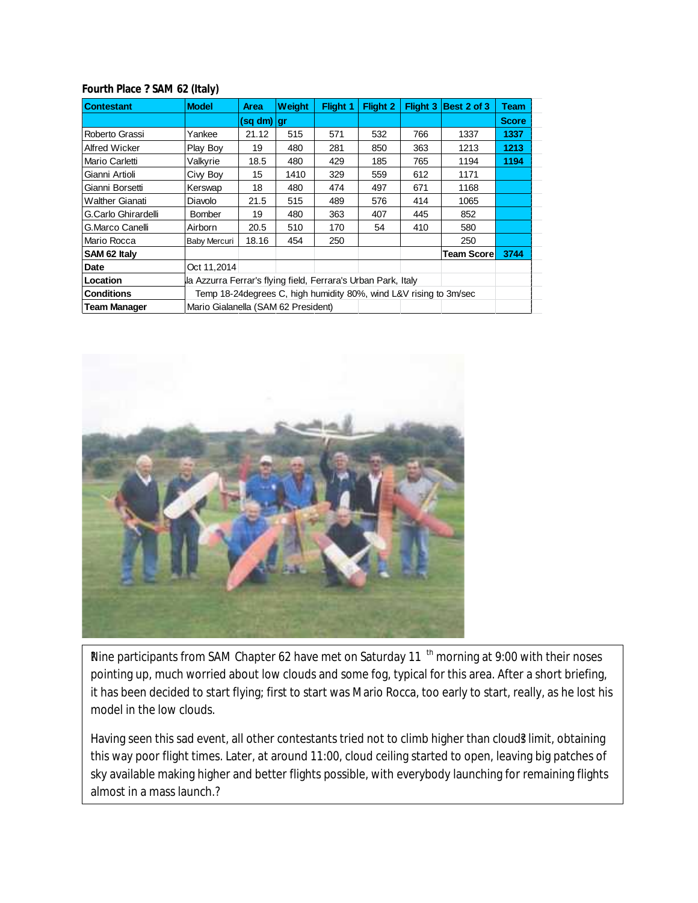**Fourth Place ? SAM 62 (Italy)**

| Contestant | Model | Area | Weight | Flight 1 | Flight 2 | Flight 3 | Best 2 of 3 | Team |
|---|---|---|---|---|---|---|---|---|
| | | (sq dm) | gr | | | | | Score |
| Roberto Grassi | Yankee | 21.12 | 515 | 571 | 532 | 766 | 1337 | **1337** |
| Alfred Wicker | Play Boy | 19 | 480 | 281 | 850 | 363 | 1213 | **1213** |
| Mario Carletti | Valkyrie | 18.5 | 480 | 429 | 185 | 765 | 1194 | **1194** |
| Gianni Artioli | Civy Boy | 15 | 1410 | 329 | 559 | 612 | 1171 | |
| Gianni Borsetti | Kerswap | 18 | 480 | 474 | 497 | 671 | 1168 | |
| Walther Gianati | Diavolo | 21.5 | 515 | 489 | 576 | 414 | 1065 | |
| G.Carlo Ghirardelli | Bomber | 19 | 480 | 363 | 407 | 445 | 852 | |
| G.Marco Canelli | Airborn | 20.5 | 510 | 170 | 54 | 410 | 580 | |
| Mario Rocca | Baby Mercuri | 18.16 | 454 | 250 | | | 250 | |
| **SAM 62 Italy** | | | | | | | **Team Score** | **3744** |
| **Date** | Oct 11,2014 | | | | | | | |
| **Location** | la Azzurra Ferrar's flying field, Ferrara's Urban Park, Italy | | | | | | | |
| **Conditions** | Temp 18-24degrees C, high humidity 80%, wind L&V rising to 3m/sec | | | | | | | |
| **Team Manager** | Mario Gialanella (SAM 62 President) | | | | | | | |

?Nine participants from SAM Chapter 62 have met on Saturday 11 th morning at 9:00 with their noses pointing up, much worried about low clouds and some fog, typical for this area. After a short briefing, it has been decided to start flying; first to start was Mario Rocca, too early to start, really, as he lost his model in the low clouds.

Having seen this sad event, all other contestants tried not to climb higher than clouds? limit, obtaining this way poor flight times. Later, at around 11:00, cloud ceiling started to open, leaving big patches of sky available making higher and better flights possible, with everybody launching for remaining flights almost in a mass launch.?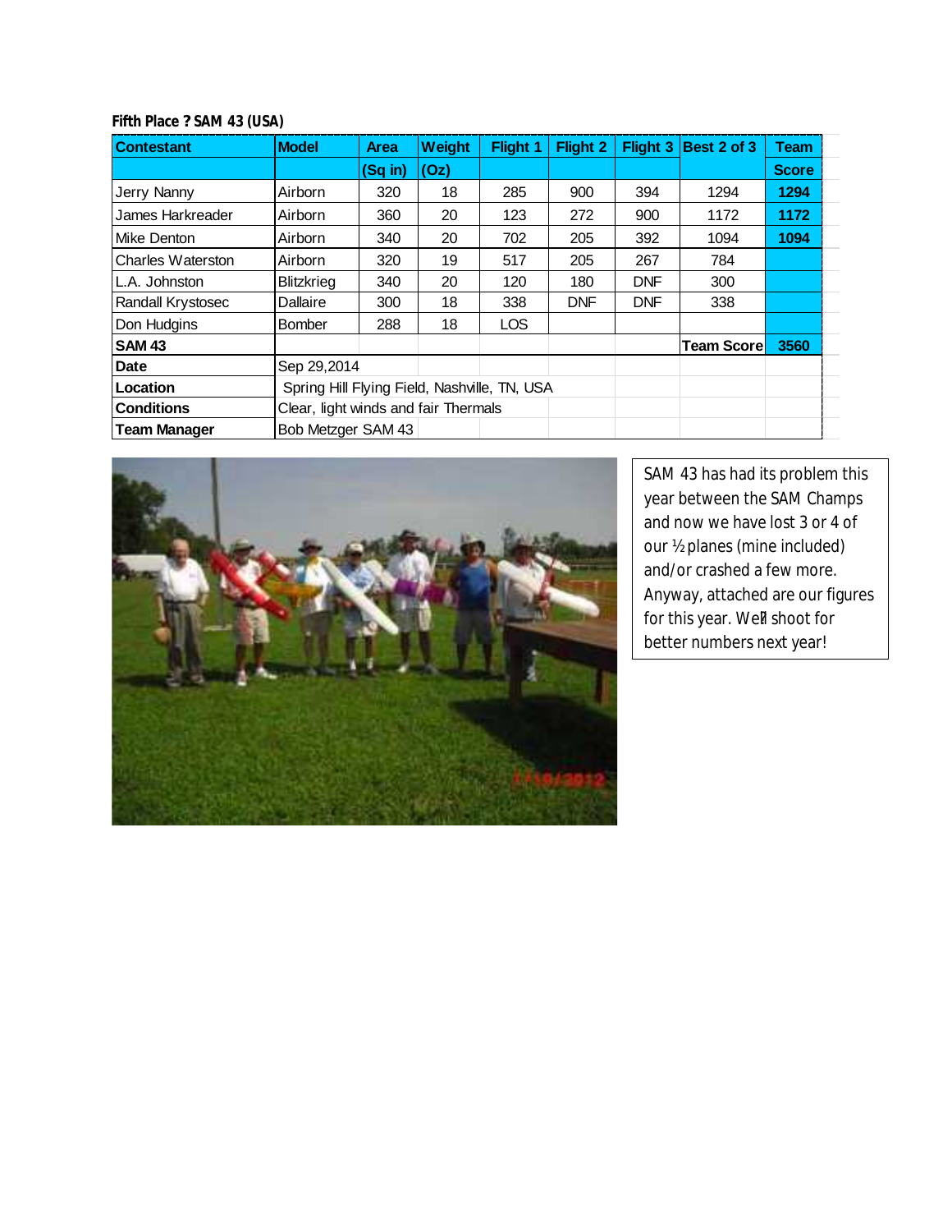### Fifth Place ? SAM 43 (USA)

| Contestant | Model | Area (Sq in) | Weight (Oz) | Flight 1 | Flight 2 | Flight 3 | Best 2 of 3 | Team Score |
|---|---|---|---|---|---|---|---|---|
| Jerry Nanny | Airborn | 320 | 18 | 285 | 900 | 394 | 1294 | **1294** |
| James Harkreader | Airborn | 360 | 20 | 123 | 272 | 900 | 1172 | **1172** |
| Mike Denton | Airborn | 340 | 20 | 702 | 205 | 392 | 1094 | **1094** |
| Charles Waterston | Airborn | 320 | 19 | 517 | 205 | 267 | 784 | |
| L.A. Johnston | Blitzkrieg | 340 | 20 | 120 | 180 | DNF | 300 | |
| Randall Krystosec | Dallaire | 300 | 18 | 338 | DNF | DNF | 338 | |
| Don Hudgins | Bomber | 288 | 18 | LOS | | | | |
| **SAM 43** | | | | | | | **Team Score** | **3560** |
| **Date** | Sep 29,2014 | | | | | | | |
| **Location** | Spring Hill Flying Field, Nashville, TN, USA | | | | | | | |
| **Conditions** | Clear, light winds and fair Thermals | | | | | | | |
| **Team Manager** | Bob Metzger SAM 43 | | | | | | | |

SAM 43 has had its problem this year between the SAM Champs and now we have lost 3 or 4 of our ½ planes (mine included) and/or crashed a few more. Anyway, attached are our figures for this year. We?l shoot for better numbers next year!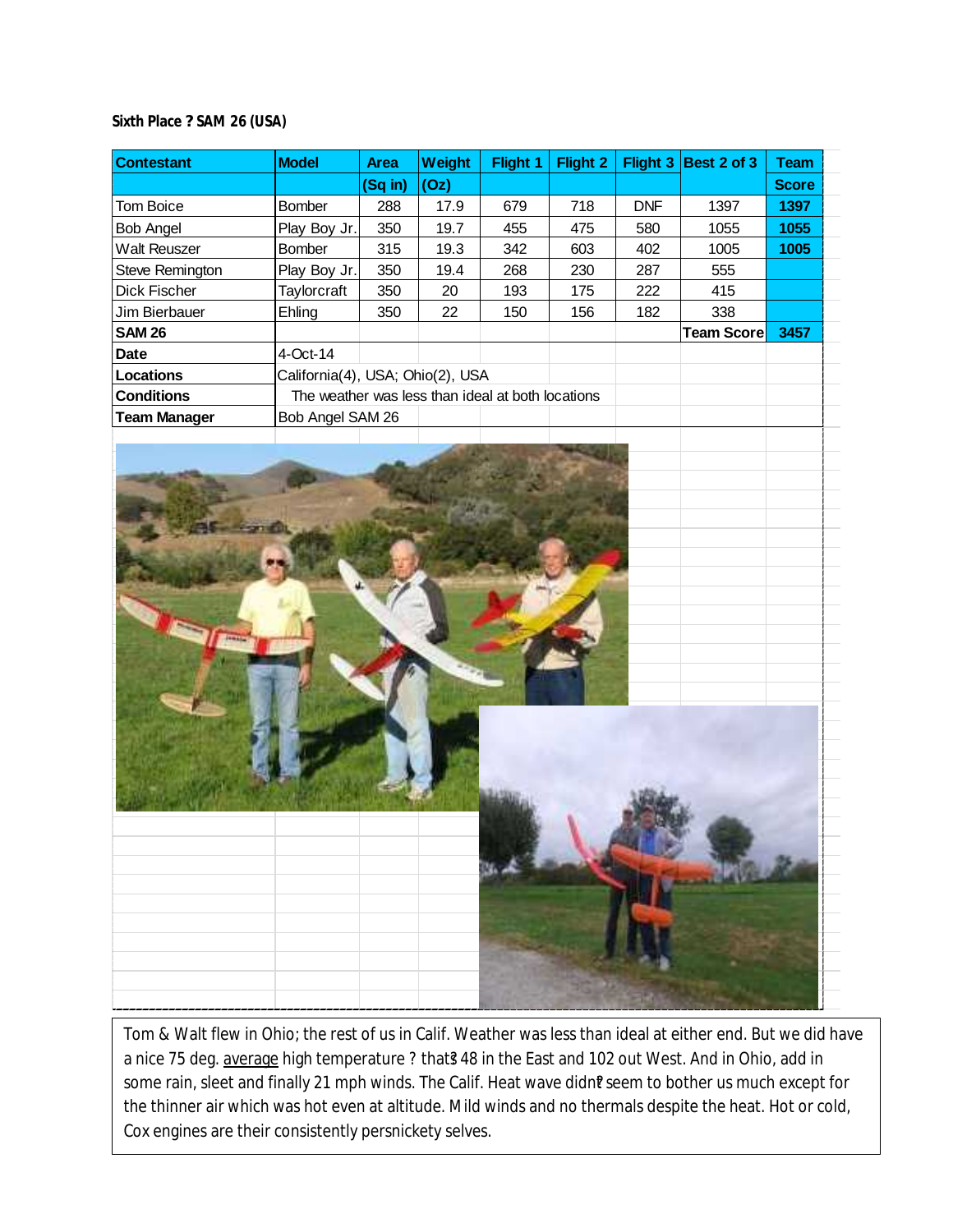**Sixth Place ? SAM 26 (USA)**

| Contestant | Model | Area | Weight | Flight 1 | Flight 2 | Flight 3 | Best 2 of 3 | Team |
|---|---|---|---|---|---|---|---|---|
| | | (Sq in) | (Oz) | | | | | Score |
| Tom Boice | Bomber | 288 | 17.9 | 679 | 718 | DNF | 1397 | **1397** |
| Bob Angel | Play Boy Jr. | 350 | 19.7 | 455 | 475 | 580 | 1055 | **1055** |
| Walt Reuszer | Bomber | 315 | 19.3 | 342 | 603 | 402 | 1005 | **1005** |
| Steve Remington | Play Boy Jr. | 350 | 19.4 | 268 | 230 | 287 | 555 | |
| Dick Fischer | Taylorcraft | 350 | 20 | 193 | 175 | 222 | 415 | |
| Jim Bierbauer | Ehling | 350 | 22 | 150 | 156 | 182 | 338 | |
| **SAM 26** | | | | | | | **Team Score** | **3457** |
| **Date** | 4-Oct-14 | | | | | | | |
| **Locations** | California(4), USA; Ohio(2), USA | | | | | | | |
| **Conditions** | The weather was less than ideal at both locations | | | | | | | |
| **Team Manager** | Bob Angel SAM 26 | | | | | | | |

Tom & Walt flew in Ohio; the rest of us in Calif. Weather was less than ideal at either end. But we did have a nice 75 deg. average high temperature ? that's 48 in the East and 102 out West. And in Ohio, add in some rain, sleet and finally 21 mph winds. The Calif. Heat wave didn't seem to bother us much except for the thinner air which was hot even at altitude. Mild winds and no thermals despite the heat. Hot or cold, Cox engines are their consistently persnickety selves.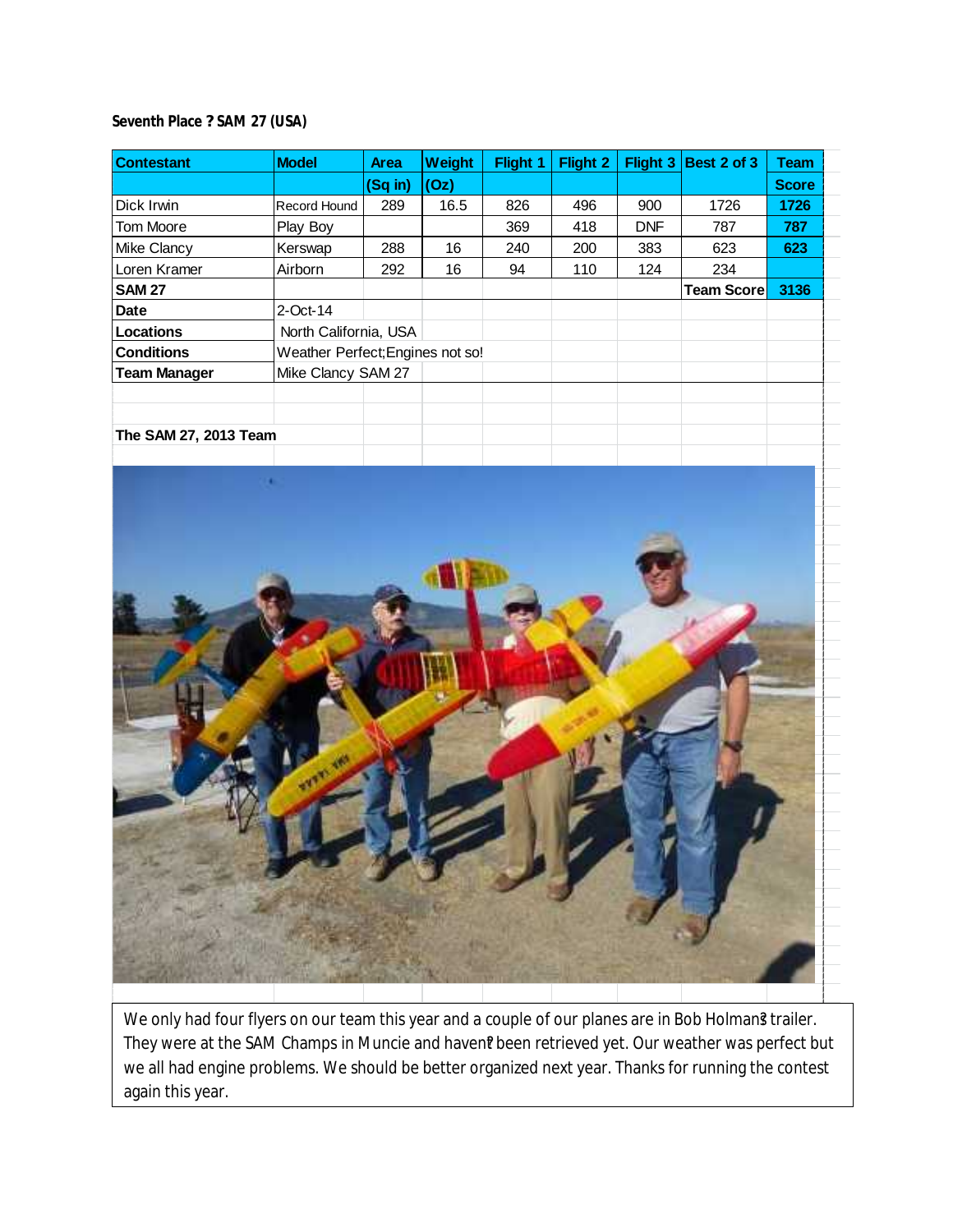**Seventh Place ? SAM 27 (USA)**

| Contestant | Model | Area (Sq in) | Weight (Oz) | Flight 1 | Flight 2 | Flight 3 | Best 2 of 3 | Team Score |
|---|---|---|---|---|---|---|---|---|
| Dick Irwin | Record Hound | 289 | 16.5 | 826 | 496 | 900 | 1726 | **1726** |
| Tom Moore | Play Boy | | | 369 | 418 | DNF | 787 | **787** |
| Mike Clancy | Kerswap | 288 | 16 | 240 | 200 | 383 | 623 | **623** |
| Loren Kramer | Airborn | 292 | 16 | 94 | 110 | 124 | 234 | |
| **SAM 27** | | | | | | | **Team Score** | **3136** |
| **Date** | 2-Oct-14 | | | | | | | |
| **Locations** | North California, USA | | | | | | | |
| **Conditions** | Weather Perfect;Engines not so! | | | | | | | |
| **Team Manager** | Mike Clancy SAM 27 | | | | | | | |

**The SAM 27, 2013 Team**

We only had four flyers on our team this year and a couple of our planes are in Bob Holman?s trailer. They were at the SAM Champs in Muncie and haven?t been retrieved yet. Our weather was perfect but we all had engine problems. We should be better organized next year. Thanks for running the contest again this year.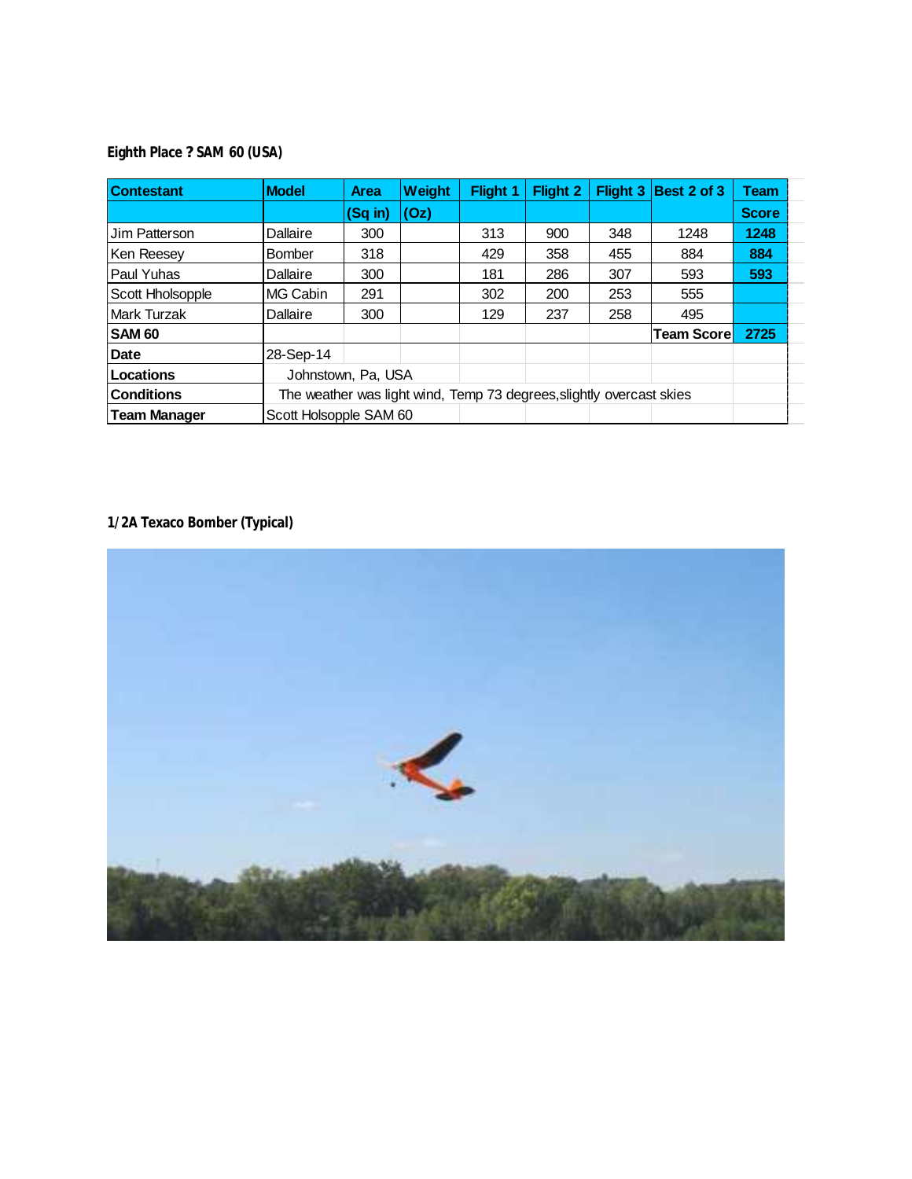**Eighth Place ? SAM 60 (USA)**

| Contestant | Model | Area | Weight | Flight 1 | Flight 2 | Flight 3 | Best 2 of 3 | Team |
|---|---|---|---|---|---|---|---|---|
| | | (Sq in) | (Oz) | | | | | Score |
| Jim Patterson | Dallaire | 300 | | 313 | 900 | 348 | 1248 | **1248** |
| Ken Reesey | Bomber | 318 | | 429 | 358 | 455 | 884 | **884** |
| Paul Yuhas | Dallaire | 300 | | 181 | 286 | 307 | 593 | **593** |
| Scott Hholsopple | MG Cabin | 291 | | 302 | 200 | 253 | 555 | |
| Mark Turzak | Dallaire | 300 | | 129 | 237 | 258 | 495 | |
| **SAM 60** | | | | | | | Team Score | **2725** |
| **Date** | 28-Sep-14 | | | | | | | |
| **Locations** | Johnstown, Pa, USA | | | | | | | |
| **Conditions** | The weather was light wind, Temp 73 degrees,slightly overcast skies | | | | | | | |
| **Team Manager** | Scott Holsopple SAM 60 | | | | | | | |

**1/2A Texaco Bomber (Typical)**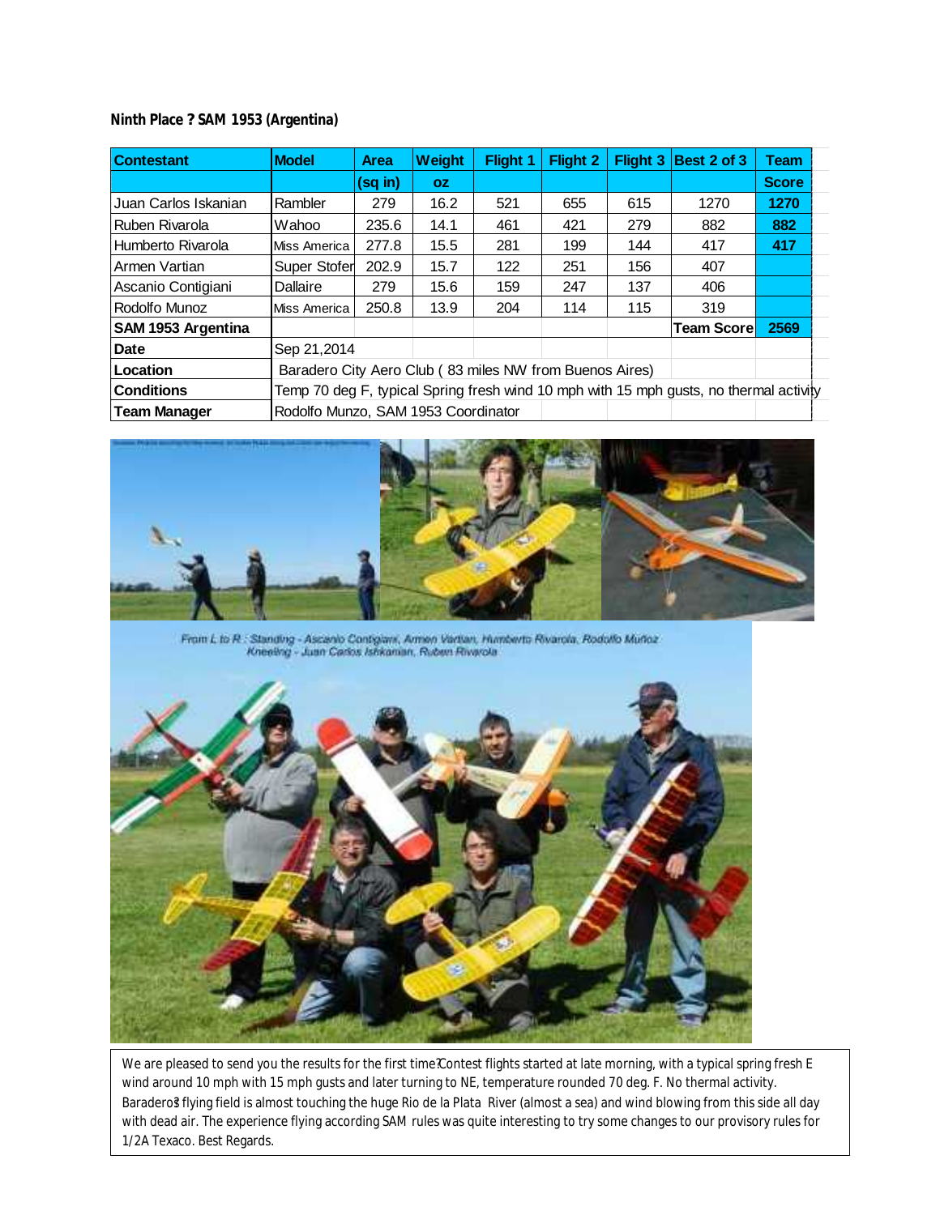**Ninth Place ? SAM 1953 (Argentina)**

| Contestant | Model | Area | Weight | Flight 1 | Flight 2 | Flight 3 | Best 2 of 3 | Team |
|---|---|---|---|---|---|---|---|---|
| | | (sq in) | oz | | | | | Score |
| Juan Carlos Iskanian | Rambler | 279 | 16.2 | 521 | 655 | 615 | 1270 | 1270 |
| Ruben Rivarola | Wahoo | 235.6 | 14.1 | 461 | 421 | 279 | 882 | 882 |
| Humberto Rivarola | Miss America | 277.8 | 15.5 | 281 | 199 | 144 | 417 | 417 |
| Armen Vartian | Super Stofer | 202.9 | 15.7 | 122 | 251 | 156 | 407 | |
| Ascanio Contigiani | Dallaire | 279 | 15.6 | 159 | 247 | 137 | 406 | |
| Rodolfo Munoz | Miss America | 250.8 | 13.9 | 204 | 114 | 115 | 319 | |
| **SAM 1953 Argentina** | | | | | | | **Team Score** | **2569** |
| **Date** | Sep 21,2014 | | | | | | | |
| **Location** | Baradero City Aero Club ( 83 miles NW from Buenos Aires) | | | | | | | |
| **Conditions** | Temp 70 deg F, typical Spring fresh wind 10 mph with 15 mph gusts, no thermal activity | | | | | | | |
| **Team Manager** | Rodolfo Munzo, SAM 1953 Coordinator | | | | | | | |

From L to R : Standing - Ascanio Contigiani, Armen Vartian, Humberto Rivarola, Rodolfo Muñoz
Kneeling - Juan Carlos Ishkanian, Ruben Rivarola

We are pleased to send you the results for the first time?Contest flights started at late morning, with a typical spring fresh E wind around 10 mph with 15 mph gusts and later turning to NE, temperature rounded 70 deg. F. No thermal activity. Baradero?s flying field is almost touching the huge Rio de la Plata River (almost a sea) and wind blowing from this side all day with dead air. The experience flying according SAM rules was quite interesting to try some changes to our provisory rules for 1/2A Texaco. Best Regards.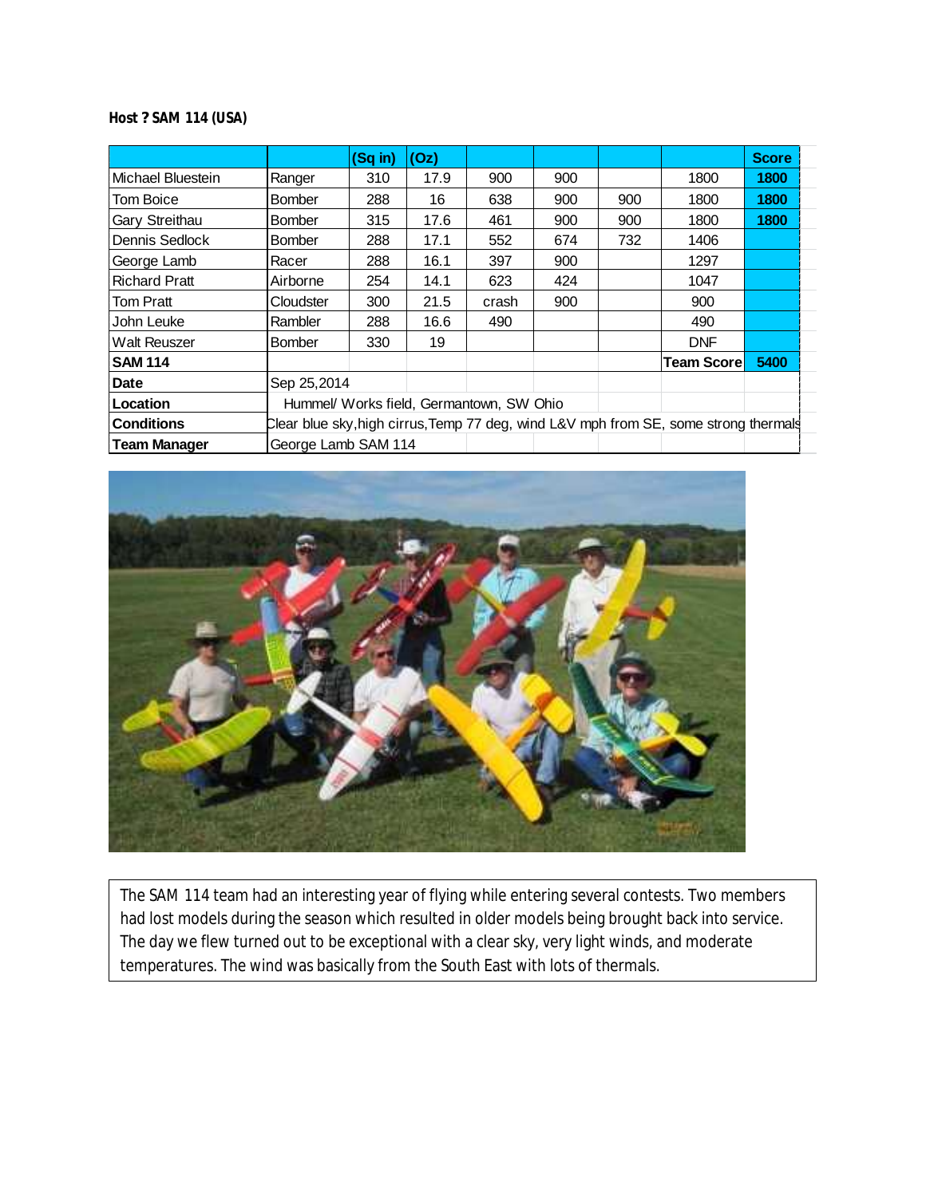**Host ? SAM 114 (USA)**

| | | (Sq in) | (Oz) | | | | | Score |
|---|---|---|---|---|---|---|---|---|
| Michael Bluestein | Ranger | 310 | 17.9 | 900 | 900 | | 1800 | **1800** |
| Tom Boice | Bomber | 288 | 16 | 638 | 900 | 900 | 1800 | **1800** |
| Gary Streithau | Bomber | 315 | 17.6 | 461 | 900 | 900 | 1800 | **1800** |
| Dennis Sedlock | Bomber | 288 | 17.1 | 552 | 674 | 732 | 1406 | |
| George Lamb | Racer | 288 | 16.1 | 397 | 900 | | 1297 | |
| Richard Pratt | Airborne | 254 | 14.1 | 623 | 424 | | 1047 | |
| Tom Pratt | Cloudster | 300 | 21.5 | crash | 900 | | 900 | |
| John Leuke | Rambler | 288 | 16.6 | 490 | | | 490 | |
| Walt Reuszer | Bomber | 330 | 19 | | | | DNF | |
| **SAM 114** | | | | | | | **Team Score** | **5400** |
| **Date** | Sep 25,2014 | | | | | | | |
| **Location** | Hummel/ Works field, Germantown, SW Ohio | | | | | | | |
| **Conditions** | Clear blue sky,high cirrus,Temp 77 deg, wind L&V mph from SE, some strong thermals | | | | | | | |
| **Team Manager** | George Lamb SAM 114 | | | | | | | |

The SAM 114 team had an interesting year of flying while entering several contests. Two members had lost models during the season which resulted in older models being brought back into service. The day we flew turned out to be exceptional with a clear sky, very light winds, and moderate temperatures. The wind was basically from the South East with lots of thermals.